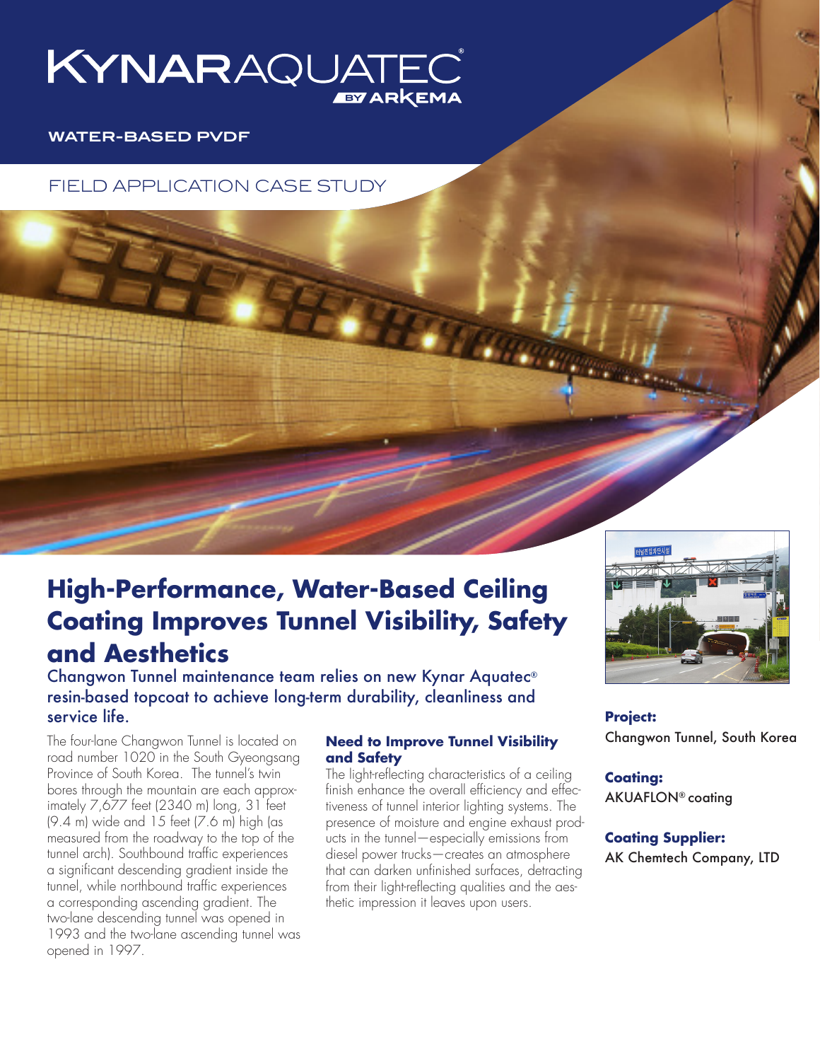# KYNAR AQUATEC®

BY ARKEMA

**WATER-BASED PVDF**

FIELD APPLICATION CASE STUDY

# High-Performance, Water-Based Ceiling Coating Improves Tunnel Visibility, Safety and Aesthetics

## Changwon Tunnel maintenance team relies on new Kynar Aquatec® resin-based topcoat to achieve long-term durability, cleanliness and service life.

The four-lane Changwon Tunnel is located on road number 1020 in the South Gyeongsang Province of South Korea. The tunnel's twin bores through the mountain are each approximately 7,677 feet (2340 m) long, 31 feet (9.4 m) wide and 15 feet (7.6 m) high (as measured from the roadway to the top of the tunnel arch). Southbound traffic experiences a significant descending gradient inside the tunnel, while northbound traffic experiences a corresponding ascending gradient. The two-lane descending tunnel was opened in 1993 and the two-lane ascending tunnel was opened in 1997.

### Need to Improve Tunnel Visibility and Safety

The light-reflecting characteristics of a ceiling finish enhance the overall efficiency and effectiveness of tunnel interior lighting systems. The presence of moisture and engine exhaust products in the tunnel—especially emissions from diesel power trucks—creates an atmosphere that can darken unfinished surfaces, detracting from their light-reflecting qualities and the aesthetic impression it leaves upon users.

**Project:**
Changwon Tunnel, South Korea

**Coating:**
AKUAFLON® coating

**Coating Supplier:**
AK Chemtech Company, LTD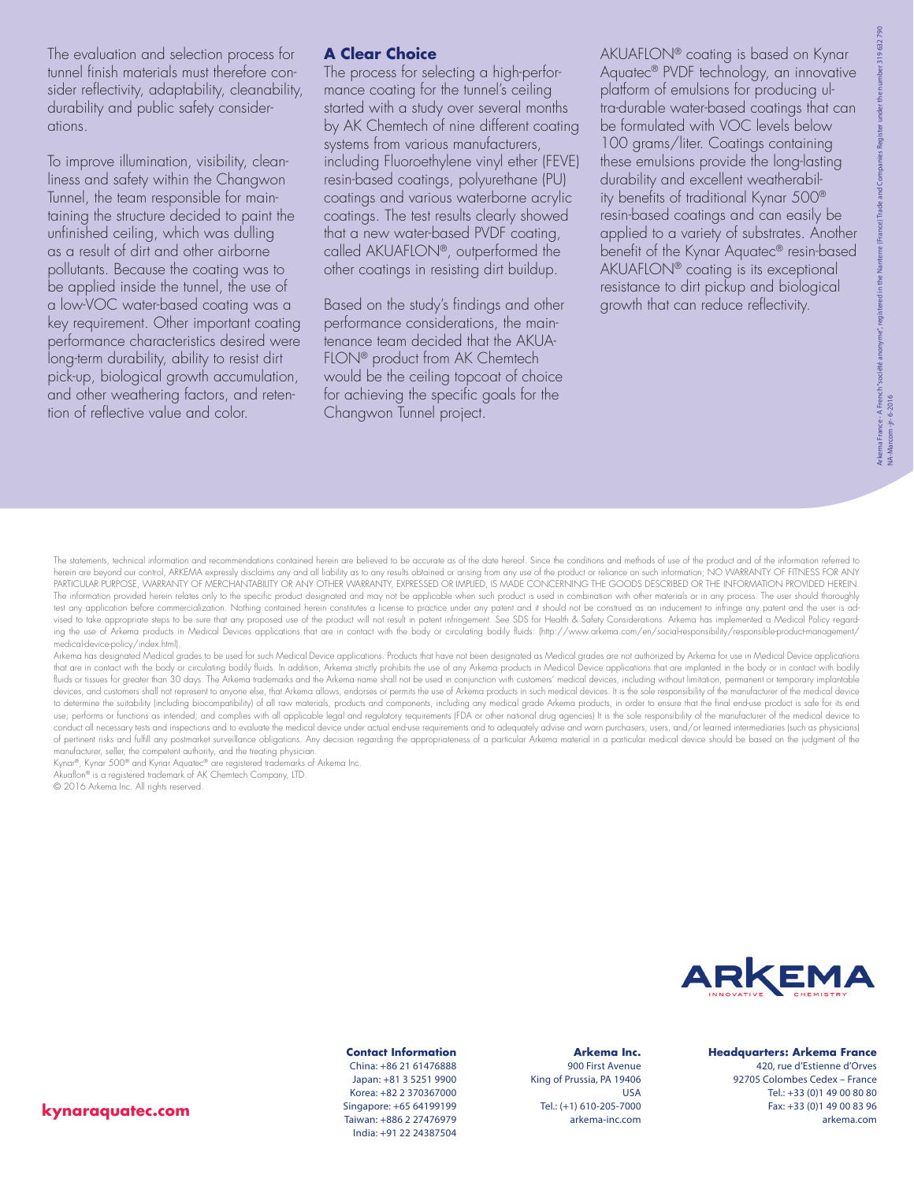The evaluation and selection process for tunnel finish materials must therefore consider reflectivity, adaptability, cleanability, durability and public safety considerations.

To improve illumination, visibility, cleanliness and safety within the Changwon Tunnel, the team responsible for maintaining the structure decided to paint the unfinished ceiling, which was dulling as a result of dirt and other airborne pollutants. Because the coating was to be applied inside the tunnel, the use of a low-VOC water-based coating was a key requirement. Other important coating performance characteristics desired were long-term durability, ability to resist dirt pick-up, biological growth accumulation, and other weathering factors, and retention of reflective value and color.

## A Clear Choice

The process for selecting a high-performance coating for the tunnel's ceiling started with a study over several months by AK Chemtech of nine different coating systems from various manufacturers, including Fluoroethylene vinyl ether (FEVE) resin-based coatings, polyurethane (PU) coatings and various waterborne acrylic coatings. The test results clearly showed that a new water-based PVDF coating, called AKUAFLON®, outperformed the other coatings in resisting dirt buildup.

Based on the study's findings and other performance considerations, the maintenance team decided that the AKUAFLON® product from AK Chemtech would be the ceiling topcoat of choice for achieving the specific goals for the Changwon Tunnel project.

AKUAFLON® coating is based on Kynar Aquatec® PVDF technology, an innovative platform of emulsions for producing ultra-durable water-based coatings that can be formulated with VOC levels below 100 grams/liter. Coatings containing these emulsions provide the long-lasting durability and excellent weatherability benefits of traditional Kynar 500® resin-based coatings and can easily be applied to a variety of substrates. Another benefit of the Kynar Aquatec® resin-based AKUAFLON® coating is its exceptional resistance to dirt pickup and biological growth that can reduce reflectivity.

Arkema France - A French "société anonyme", registered in the Nanterre (France) Trade and Companies Register under the number 319 632 790
NA-Marcom-jr-6-2016

The statements, technical information and recommendations contained herein are believed to be accurate as of the date hereof. Since the conditions and methods of use of the product and of the information referred to herein are beyond our control, ARKEMA expressly disclaims any and all liability as to any results obtained or arising from any use of the product or reliance on such information; NO WARRANTY OF FITNESS FOR ANY PARTICULAR PURPOSE, WARRANTY OF MERCHANTABILITY OR ANY OTHER WARRANTY, EXPRESSED OR IMPLIED, IS MADE CONCERNING THE GOODS DESCRIBED OR THE INFORMATION PROVIDED HEREIN. The information provided herein relates only to the specific product designated and may not be applicable when such product is used in combination with other materials or in any process. The user should thoroughly test any application before commercialization. Nothing contained herein constitutes a license to practice under any patent and it should not be construed as an inducement to infringe any patent and the user is advised to take appropriate steps to be sure that any proposed use of the product will not result in patent infringement. See SDS for Health & Safety Considerations. Arkema has implemented a Medical Policy regarding the use of Arkema products in Medical Devices applications that are in contact with the body or circulating bodily fluids: (http://www.arkema.com/en/social-responsibility/responsible-product-management/medical-device-policy/index.html).

Arkema has designated Medical grades to be used for such Medical Device applications. Products that have not been designated as Medical grades are not authorized by Arkema for use in Medical Device applications that are in contact with the body or circulating bodily fluids. In addition, Arkema strictly prohibits the use of any Arkema products in Medical Device applications that are implanted in the body or in contact with bodily fluids or tissues for greater than 30 days. The Arkema trademarks and the Arkema name shall not be used in conjunction with customers' medical devices, including without limitation, permanent or temporary implantable devices, and customers shall not represent to anyone else, that Arkema allows, endorses or permits the use of Arkema products in such medical devices. It is the sole responsibility of the manufacturer of the medical device to determine the suitability (including biocompatibility) of all raw materials, products and components, including any medical grade Arkema products, in order to ensure that the final end-use product is safe for its end use; performs or functions as intended; and complies with all applicable legal and regulatory requirements (FDA or other national drug agencies) It is the sole responsibility of the manufacturer of the medical device to conduct all necessary tests and inspections and to evaluate the medical device under actual end-use requirements and to adequately advise and warn purchasers, users, and/or learned intermediaries (such as physicians) of pertinent risks and fulfill any postmarket surveillance obligations. Any decision regarding the appropriateness of a particular Arkema material in a particular medical device should be based on the judgment of the manufacturer, seller, the competent authority, and the treating physician.

Kynar®, Kynar 500® and Kynar Aquatec® are registered trademarks of Arkema Inc.
Akuaflon® is a registered trademark of AK Chemtech Company, LTD.
© 2016 Arkema Inc. All rights reserved.

ARKEMA
INNOVATIVE CHEMISTRY

**kynaraquatec.com**

**Contact Information**
China: +86 21 61476888
Japan: +81 3 5251 9900
Korea: +82 2 370367000
Singapore: +65 64199199
Taiwan: +886 2 27476979
India: +91 22 24387504

**Arkema Inc.**
900 First Avenue
King of Prussia, PA 19406
USA
Tel.: (+1) 610-205-7000
arkema-inc.com

**Headquarters: Arkema France**
420, rue d'Estienne d'Orves
92705 Colombes Cedex – France
Tel.: +33 (0)1 49 00 80 80
Fax: +33 (0)1 49 00 83 96
arkema.com